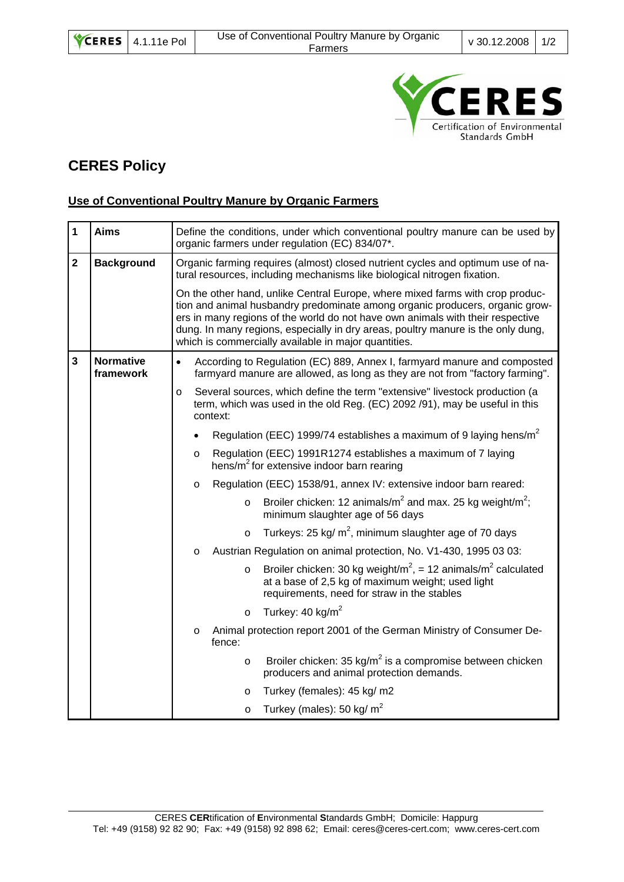## CERES Policy

### Use of Conventional Poultry Manure by Organic Farmers

| | | |
|---|---|---|
| **1** | **Aims** | Define the conditions, under which conventional poultry manure can be used by organic farmers under regulation (EC) 834/07*. |
| **2** | **Background** | Organic farming requires (almost) closed nutrient cycles and optimum use of natural resources, including mechanisms like biological nitrogen fixation.<br><br>On the other hand, unlike Central Europe, where mixed farms with crop production and animal husbandry predominate among organic producers, organic growers in many regions of the world do not have own animals with their respective dung. In many regions, especially in dry areas, poultry manure is the only dung, which is commercially available in major quantities. |
| **3** | **Normative framework** | • According to Regulation (EC) 889, Annex I, farmyard manure and composted farmyard manure are allowed, as long as they are not from "factory farming".<br><br>o Several sources, which define the term "extensive" livestock production (a term, which was used in the old Reg. (EC) 2092 /91), may be useful in this context:<br><br>• Regulation (EEC) 1999/74 establishes a maximum of 9 laying hens/m$^2$<br><br>o Regulation (EEC) 1991R1274 establishes a maximum of 7 laying hens/m$^2$ for extensive indoor barn rearing<br><br>o Regulation (EEC) 1538/91, annex IV: extensive indoor barn reared:<br>o Broiler chicken: 12 animals/m$^2$ and max. 25 kg weight/m$^2$; minimum slaughter age of 56 days<br>o Turkeys: 25 kg/ m$^2$, minimum slaughter age of 70 days<br><br>o Austrian Regulation on animal protection, No. V1-430, 1995 03 03:<br>o Broiler chicken: 30 kg weight/m$^2$, = 12 animals/m$^2$ calculated at a base of 2,5 kg of maximum weight; used light requirements, need for straw in the stables<br>o Turkey: 40 kg/m$^2$<br><br>o Animal protection report 2001 of the German Ministry of Consumer Defence:<br>o Broiler chicken: 35 kg/m$^2$ is a compromise between chicken producers and animal protection demands.<br>o Turkey (females): 45 kg/ m2<br>o Turkey (males): 50 kg/ m$^2$ |

CERES **CER**tification of **E**nvironmental **S**tandards GmbH; Domicile: Happurg
Tel: +49 (9158) 92 82 90; Fax: +49 (9158) 92 898 62; Email: ceres@ceres-cert.com; www.ceres-cert.com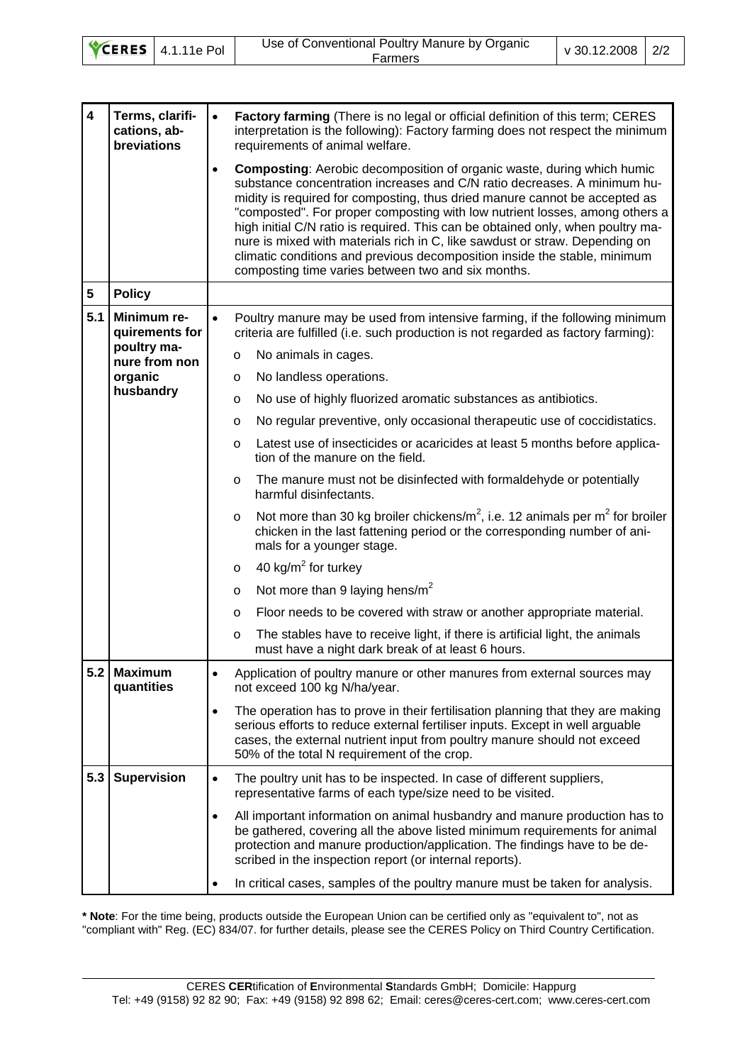| | | |
|---|---|---|
| **4** | **Terms, clarifications, abbreviations** | • **Factory farming** (There is no legal or official definition of this term; CERES interpretation is the following): Factory farming does not respect the minimum requirements of animal welfare.<br>• **Composting**: Aerobic decomposition of organic waste, during which humic substance concentration increases and C/N ratio decreases. A minimum humidity is required for composting, thus dried manure cannot be accepted as "composted". For proper composting with low nutrient losses, among others a high initial C/N ratio is required. This can be obtained only, when poultry manure is mixed with materials rich in C, like sawdust or straw. Depending on climatic conditions and previous decomposition inside the stable, minimum composting time varies between two and six months. |
| **5** | **Policy** | |
| **5.1** | **Minimum requirements for poultry manure from non organic husbandry** | • Poultry manure may be used from intensive farming, if the following minimum criteria are fulfilled (i.e. such production is not regarded as factory farming):<br>o No animals in cages.<br>o No landless operations.<br>o No use of highly fluorized aromatic substances as antibiotics.<br>o No regular preventive, only occasional therapeutic use of coccidistatics.<br>o Latest use of insecticides or acaricides at least 5 months before application of the manure on the field.<br>o The manure must not be disinfected with formaldehyde or potentially harmful disinfectants.<br>o Not more than 30 kg broiler chickens/m$^2$, i.e. 12 animals per m$^2$ for broiler chicken in the last fattening period or the corresponding number of animals for a younger stage.<br>o 40 kg/m$^2$ for turkey<br>o Not more than 9 laying hens/m$^2$<br>o Floor needs to be covered with straw or another appropriate material.<br>o The stables have to receive light, if there is artificial light, the animals must have a night dark break of at least 6 hours. |
| **5.2** | **Maximum quantities** | • Application of poultry manure or other manures from external sources may not exceed 100 kg N/ha/year.<br>• The operation has to prove in their fertilisation planning that they are making serious efforts to reduce external fertiliser inputs. Except in well arguable cases, the external nutrient input from poultry manure should not exceed 50% of the total N requirement of the crop. |
| **5.3** | **Supervision** | • The poultry unit has to be inspected. In case of different suppliers, representative farms of each type/size need to be visited.<br>• All important information on animal husbandry and manure production has to be gathered, covering all the above listed minimum requirements for animal protection and manure production/application. The findings have to be described in the inspection report (or internal reports).<br>• In critical cases, samples of the poultry manure must be taken for analysis. |

**\* Note**: For the time being, products outside the European Union can be certified only as "equivalent to", not as "compliant with" Reg. (EC) 834/07. for further details, please see the CERES Policy on Third Country Certification.

CERES **CER**tification of **E**nvironmental **S**tandards GmbH; Domicile: Happurg
Tel: +49 (9158) 92 82 90; Fax: +49 (9158) 92 898 62; Email: ceres@ceres-cert.com; www.ceres-cert.com